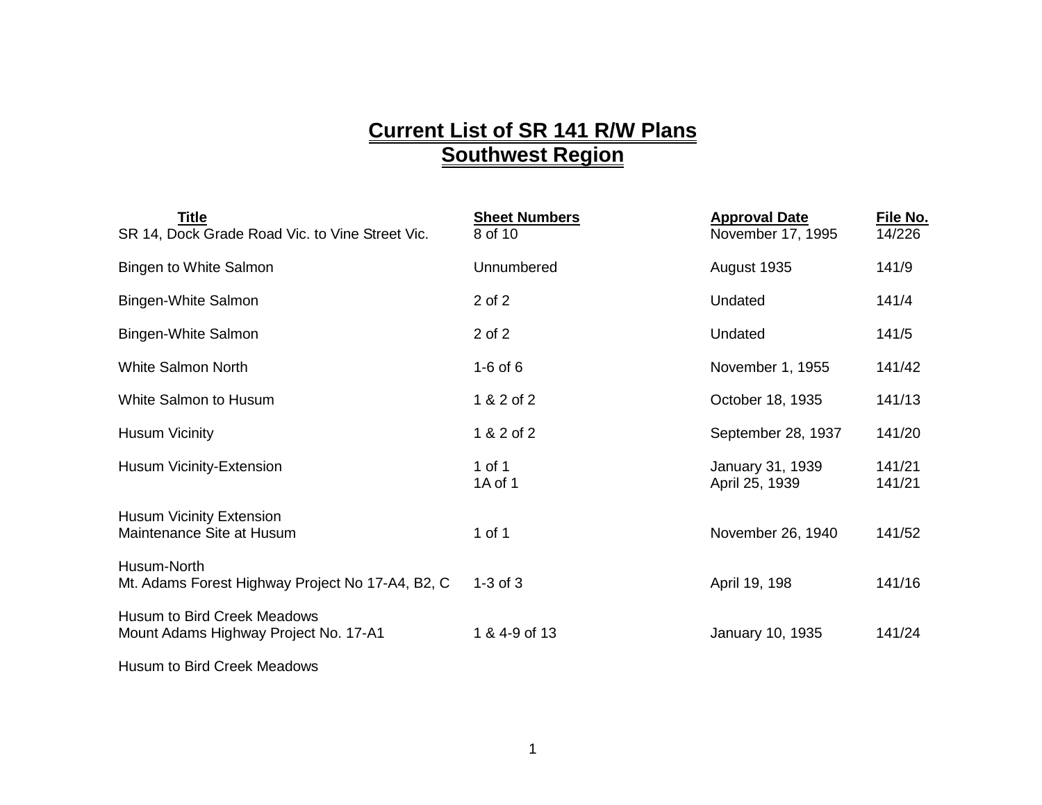# Current List of SR 141 R/W Plans
# Southwest Region

| Title | Sheet Numbers | Approval Date | File No. |
|---|---|---|---|
| SR 14, Dock Grade Road Vic. to Vine Street Vic. | 8 of 10 | November 17, 1995 | 14/226 |
| Bingen to White Salmon | Unnumbered | August 1935 | 141/9 |
| Bingen-White Salmon | 2 of 2 | Undated | 141/4 |
| Bingen-White Salmon | 2 of 2 | Undated | 141/5 |
| White Salmon North | 1-6 of 6 | November 1, 1955 | 141/42 |
| White Salmon to Husum | 1 & 2 of 2 | October 18, 1935 | 141/13 |
| Husum Vicinity | 1 & 2 of 2 | September 28, 1937 | 141/20 |
| Husum Vicinity-Extension | 1 of 1 | January 31, 1939 | 141/21 |
| | 1A of 1 | April 25, 1939 | 141/21 |
| Husum Vicinity Extension<br>Maintenance Site at Husum | 1 of 1 | November 26, 1940 | 141/52 |
| Husum-North<br>Mt. Adams Forest Highway Project No 17-A4, B2, C | 1-3 of 3 | April 19, 198 | 141/16 |
| Husum to Bird Creek Meadows<br>Mount Adams Highway Project No. 17-A1 | 1 & 4-9 of 13 | January 10, 1935 | 141/24 |
| Husum to Bird Creek Meadows | | | |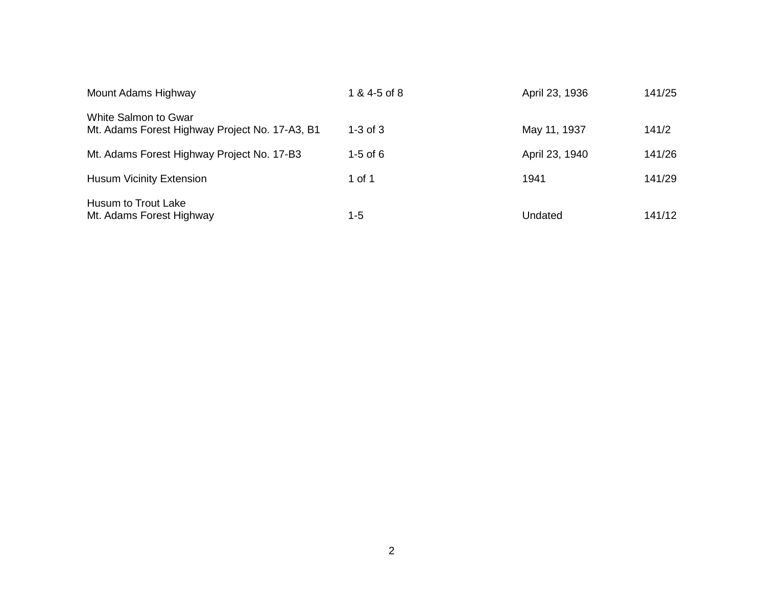| | | | |
|---|---|---|---|
| Mount Adams Highway | 1 & 4-5 of 8 | April 23, 1936 | 141/25 |
| White Salmon to Gwar<br>Mt. Adams Forest Highway Project No. 17-A3, B1 | 1-3 of 3 | May 11, 1937 | 141/2 |
| Mt. Adams Forest Highway Project No. 17-B3 | 1-5 of 6 | April 23, 1940 | 141/26 |
| Husum Vicinity Extension | 1 of 1 | 1941 | 141/29 |
| Husum to Trout Lake<br>Mt. Adams Forest Highway | 1-5 | Undated | 141/12 |